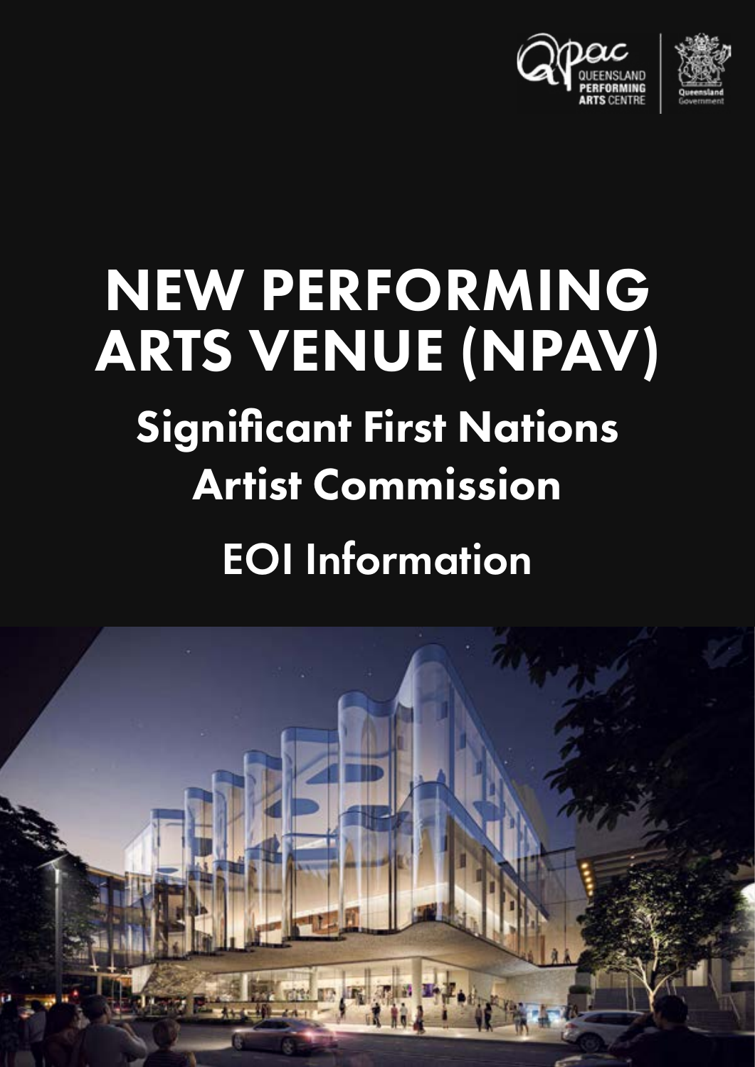# NEW PERFORMING ARTS VENUE (NPAV)

## Significant First Nations Artist Commission

## EOI Information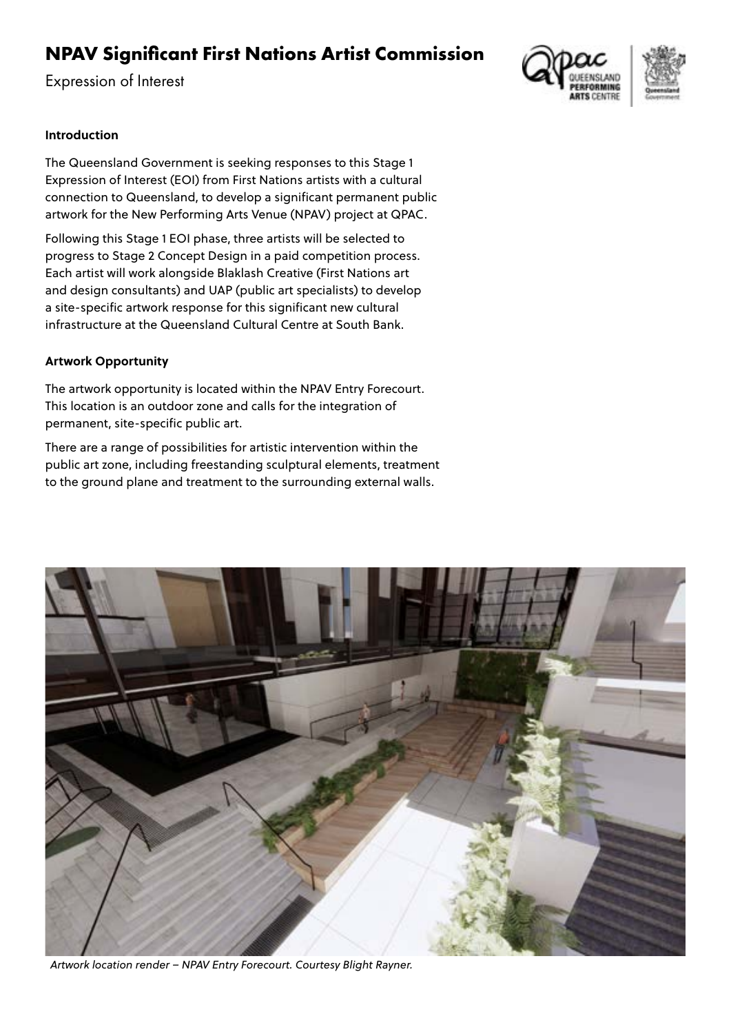# NPAV Significant First Nations Artist Commission

Expression of Interest

### Introduction

The Queensland Government is seeking responses to this Stage 1 Expression of Interest (EOI) from First Nations artists with a cultural connection to Queensland, to develop a significant permanent public artwork for the New Performing Arts Venue (NPAV) project at QPAC.

Following this Stage 1 EOI phase, three artists will be selected to progress to Stage 2 Concept Design in a paid competition process. Each artist will work alongside Blaklash Creative (First Nations art and design consultants) and UAP (public art specialists) to develop a site-specific artwork response for this significant new cultural infrastructure at the Queensland Cultural Centre at South Bank.

### Artwork Opportunity

The artwork opportunity is located within the NPAV Entry Forecourt. This location is an outdoor zone and calls for the integration of permanent, site-specific public art.

There are a range of possibilities for artistic intervention within the public art zone, including freestanding sculptural elements, treatment to the ground plane and treatment to the surrounding external walls.

*Artwork location render – NPAV Entry Forecourt. Courtesy Blight Rayner.*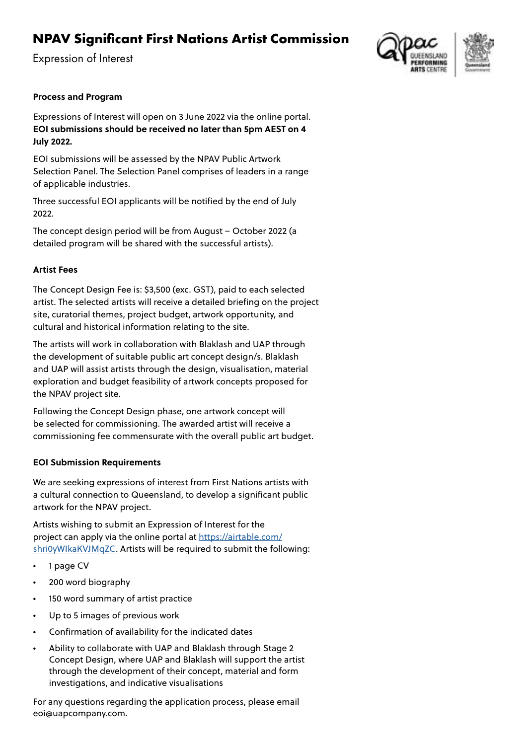# NPAV Significant First Nations Artist Commission

Expression of Interest

**Process and Program**

Expressions of Interest will open on 3 June 2022 via the online portal. **EOI submissions should be received no later than 5pm AEST on 4 July 2022.**

EOI submissions will be assessed by the NPAV Public Artwork Selection Panel. The Selection Panel comprises of leaders in a range of applicable industries.

Three successful EOI applicants will be notified by the end of July 2022.

The concept design period will be from August – October 2022 (a detailed program will be shared with the successful artists).

**Artist Fees**

The Concept Design Fee is: $3,500 (exc. GST), paid to each selected artist. The selected artists will receive a detailed briefing on the project site, curatorial themes, project budget, artwork opportunity, and cultural and historical information relating to the site.

The artists will work in collaboration with Blaklash and UAP through the development of suitable public art concept design/s. Blaklash and UAP will assist artists through the design, visualisation, material exploration and budget feasibility of artwork concepts proposed for the NPAV project site.

Following the Concept Design phase, one artwork concept will be selected for commissioning. The awarded artist will receive a commissioning fee commensurate with the overall public art budget.

**EOI Submission Requirements**

We are seeking expressions of interest from First Nations artists with a cultural connection to Queensland, to develop a significant public artwork for the NPAV project.

Artists wishing to submit an Expression of Interest for the project can apply via the online portal at [https://airtable.com/shri0yWIkaKVJMqZC](https://airtable.com/shri0yWIkaKVJMqZC). Artists will be required to submit the following:

- 1 page CV
- 200 word biography
- 150 word summary of artist practice
- Up to 5 images of previous work
- Confirmation of availability for the indicated dates
- Ability to collaborate with UAP and Blaklash through Stage 2 Concept Design, where UAP and Blaklash will support the artist through the development of their concept, material and form investigations, and indicative visualisations

For any questions regarding the application process, please email eoi@uapcompany.com.